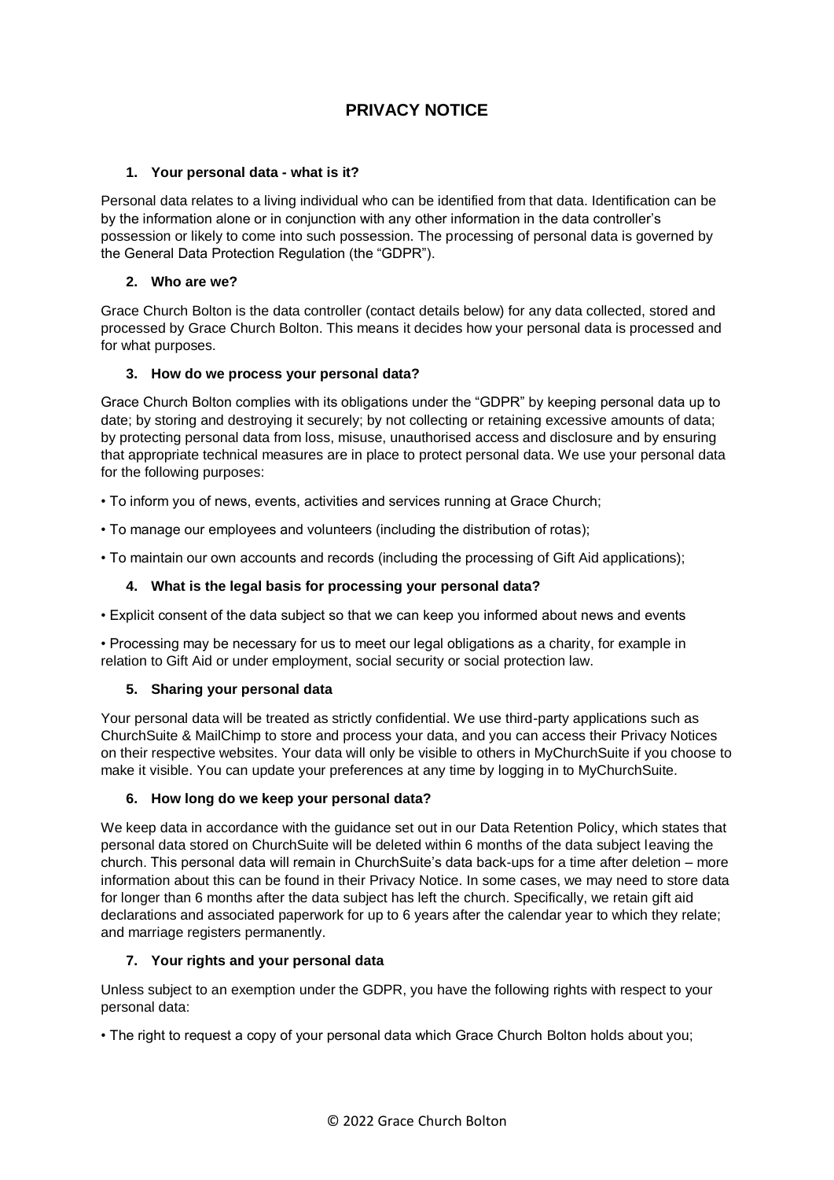# PRIVACY NOTICE

## 1. Your personal data - what is it?

Personal data relates to a living individual who can be identified from that data. Identification can be by the information alone or in conjunction with any other information in the data controller's possession or likely to come into such possession. The processing of personal data is governed by the General Data Protection Regulation (the "GDPR").

## 2. Who are we?

Grace Church Bolton is the data controller (contact details below) for any data collected, stored and processed by Grace Church Bolton. This means it decides how your personal data is processed and for what purposes.

## 3. How do we process your personal data?

Grace Church Bolton complies with its obligations under the "GDPR" by keeping personal data up to date; by storing and destroying it securely; by not collecting or retaining excessive amounts of data; by protecting personal data from loss, misuse, unauthorised access and disclosure and by ensuring that appropriate technical measures are in place to protect personal data. We use your personal data for the following purposes:

- To inform you of news, events, activities and services running at Grace Church;
- To manage our employees and volunteers (including the distribution of rotas);
- To maintain our own accounts and records (including the processing of Gift Aid applications);

## 4. What is the legal basis for processing your personal data?

- Explicit consent of the data subject so that we can keep you informed about news and events
- Processing may be necessary for us to meet our legal obligations as a charity, for example in relation to Gift Aid or under employment, social security or social protection law.

## 5. Sharing your personal data

Your personal data will be treated as strictly confidential. We use third-party applications such as ChurchSuite & MailChimp to store and process your data, and you can access their Privacy Notices on their respective websites. Your data will only be visible to others in MyChurchSuite if you choose to make it visible. You can update your preferences at any time by logging in to MyChurchSuite.

## 6. How long do we keep your personal data?

We keep data in accordance with the guidance set out in our Data Retention Policy, which states that personal data stored on ChurchSuite will be deleted within 6 months of the data subject leaving the church. This personal data will remain in ChurchSuite's data back-ups for a time after deletion – more information about this can be found in their Privacy Notice. In some cases, we may need to store data for longer than 6 months after the data subject has left the church. Specifically, we retain gift aid declarations and associated paperwork for up to 6 years after the calendar year to which they relate; and marriage registers permanently.

## 7. Your rights and your personal data

Unless subject to an exemption under the GDPR, you have the following rights with respect to your personal data:

- The right to request a copy of your personal data which Grace Church Bolton holds about you;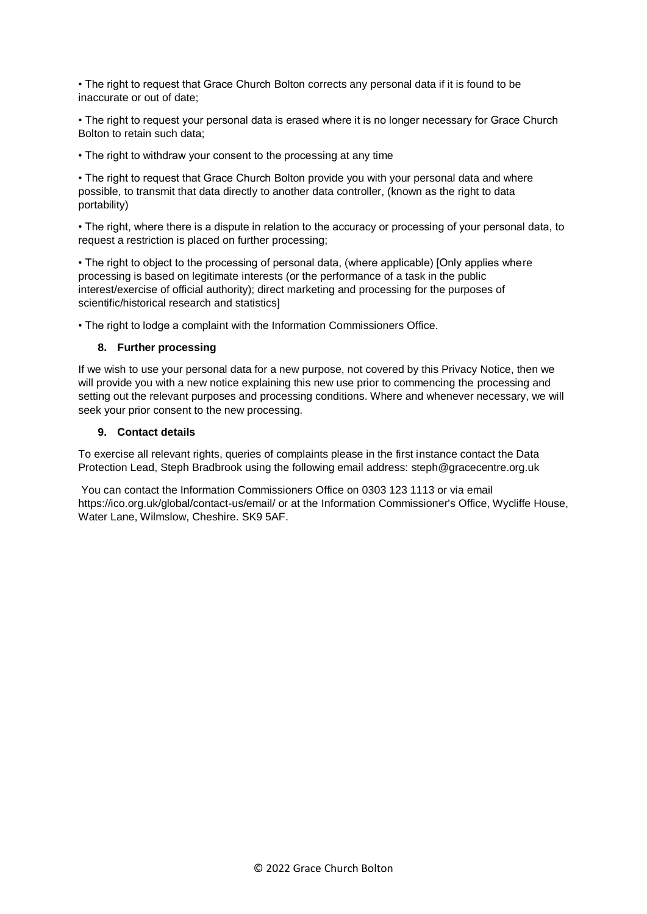• The right to request that Grace Church Bolton corrects any personal data if it is found to be inaccurate or out of date;

• The right to request your personal data is erased where it is no longer necessary for Grace Church Bolton to retain such data;

• The right to withdraw your consent to the processing at any time

• The right to request that Grace Church Bolton provide you with your personal data and where possible, to transmit that data directly to another data controller, (known as the right to data portability)

• The right, where there is a dispute in relation to the accuracy or processing of your personal data, to request a restriction is placed on further processing;

• The right to object to the processing of personal data, (where applicable) [Only applies where processing is based on legitimate interests (or the performance of a task in the public interest/exercise of official authority); direct marketing and processing for the purposes of scientific/historical research and statistics]

• The right to lodge a complaint with the Information Commissioners Office.

### 8. Further processing

If we wish to use your personal data for a new purpose, not covered by this Privacy Notice, then we will provide you with a new notice explaining this new use prior to commencing the processing and setting out the relevant purposes and processing conditions. Where and whenever necessary, we will seek your prior consent to the new processing.

### 9. Contact details

To exercise all relevant rights, queries of complaints please in the first instance contact the Data Protection Lead, Steph Bradbrook using the following email address: steph@gracecentre.org.uk

You can contact the Information Commissioners Office on 0303 123 1113 or via email https://ico.org.uk/global/contact-us/email/ or at the Information Commissioner's Office, Wycliffe House, Water Lane, Wilmslow, Cheshire. SK9 5AF.

© 2022 Grace Church Bolton